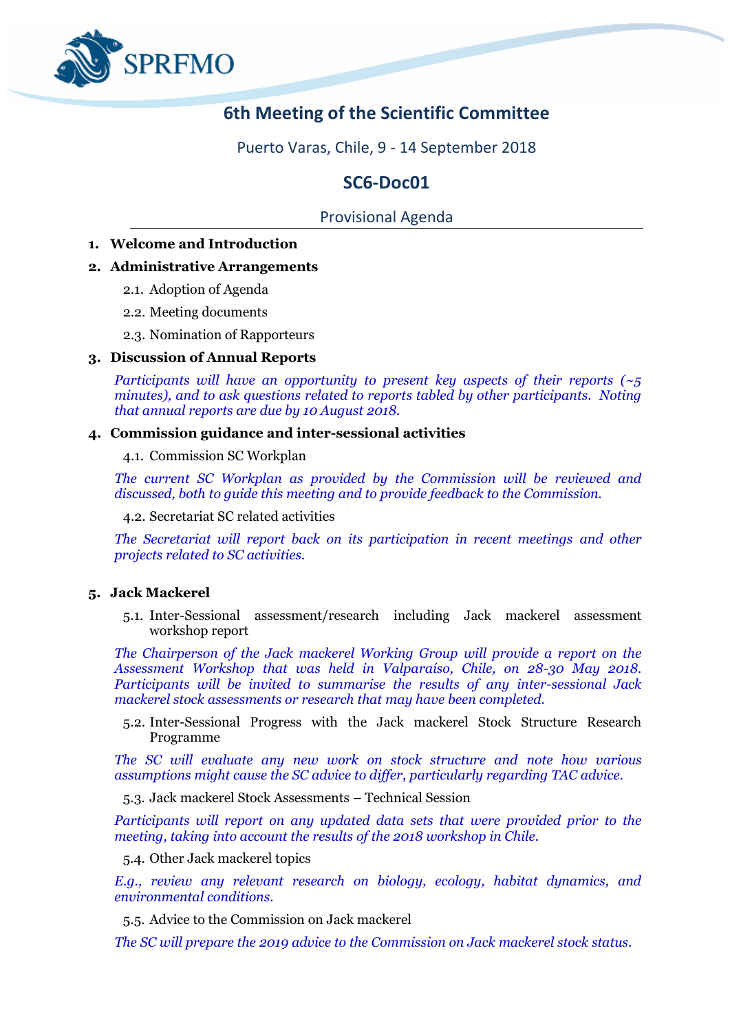SPRFMO

# 6th Meeting of the Scientific Committee

Puerto Varas, Chile, 9 - 14 September 2018

## SC6-Doc01

Provisional Agenda

1. **Welcome and Introduction**
2. **Administrative Arrangements**
   - 2.1. Adoption of Agenda
   - 2.2. Meeting documents
   - 2.3. Nomination of Rapporteurs
3. **Discussion of Annual Reports**

   *Participants will have an opportunity to present key aspects of their reports (~5 minutes), and to ask questions related to reports tabled by other participants. Noting that annual reports are due by 10 August 2018.*

4. **Commission guidance and inter-sessional activities**
   - 4.1. Commission SC Workplan

     *The current SC Workplan as provided by the Commission will be reviewed and discussed, both to guide this meeting and to provide feedback to the Commission.*

   - 4.2. Secretariat SC related activities

     *The Secretariat will report back on its participation in recent meetings and other projects related to SC activities.*

5. **Jack Mackerel**
   - 5.1. Inter-Sessional assessment/research including Jack mackerel assessment workshop report

     *The Chairperson of the Jack mackerel Working Group will provide a report on the Assessment Workshop that was held in Valparaíso, Chile, on 28-30 May 2018. Participants will be invited to summarise the results of any inter-sessional Jack mackerel stock assessments or research that may have been completed.*

   - 5.2. Inter-Sessional Progress with the Jack mackerel Stock Structure Research Programme

     *The SC will evaluate any new work on stock structure and note how various assumptions might cause the SC advice to differ, particularly regarding TAC advice.*

   - 5.3. Jack mackerel Stock Assessments – Technical Session

     *Participants will report on any updated data sets that were provided prior to the meeting, taking into account the results of the 2018 workshop in Chile.*

   - 5.4. Other Jack mackerel topics

     *E.g., review any relevant research on biology, ecology, habitat dynamics, and environmental conditions.*

   - 5.5. Advice to the Commission on Jack mackerel

     *The SC will prepare the 2019 advice to the Commission on Jack mackerel stock status.*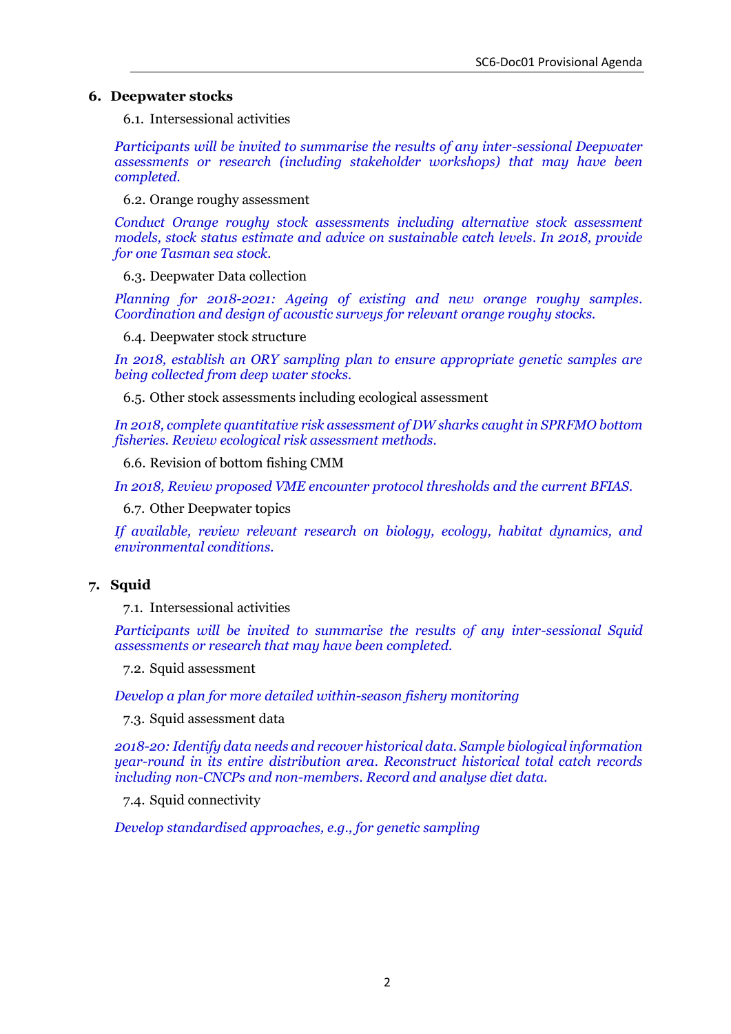## 6. Deepwater stocks

6.1. Intersessional activities

*Participants will be invited to summarise the results of any inter-sessional Deepwater assessments or research (including stakeholder workshops) that may have been completed.*

6.2. Orange roughy assessment

*Conduct Orange roughy stock assessments including alternative stock assessment models, stock status estimate and advice on sustainable catch levels. In 2018, provide for one Tasman sea stock.*

6.3. Deepwater Data collection

*Planning for 2018-2021: Ageing of existing and new orange roughy samples. Coordination and design of acoustic surveys for relevant orange roughy stocks.*

6.4. Deepwater stock structure

*In 2018, establish an ORY sampling plan to ensure appropriate genetic samples are being collected from deep water stocks.*

6.5. Other stock assessments including ecological assessment

*In 2018, complete quantitative risk assessment of DW sharks caught in SPRFMO bottom fisheries. Review ecological risk assessment methods.*

6.6. Revision of bottom fishing CMM

*In 2018, Review proposed VME encounter protocol thresholds and the current BFIAS.*

6.7. Other Deepwater topics

*If available, review relevant research on biology, ecology, habitat dynamics, and environmental conditions.*

## 7. Squid

7.1. Intersessional activities

*Participants will be invited to summarise the results of any inter-sessional Squid assessments or research that may have been completed.*

7.2. Squid assessment

*Develop a plan for more detailed within-season fishery monitoring*

7.3. Squid assessment data

*2018-20: Identify data needs and recover historical data. Sample biological information year-round in its entire distribution area. Reconstruct historical total catch records including non-CNCPs and non-members. Record and analyse diet data.*

7.4. Squid connectivity

*Develop standardised approaches, e.g., for genetic sampling*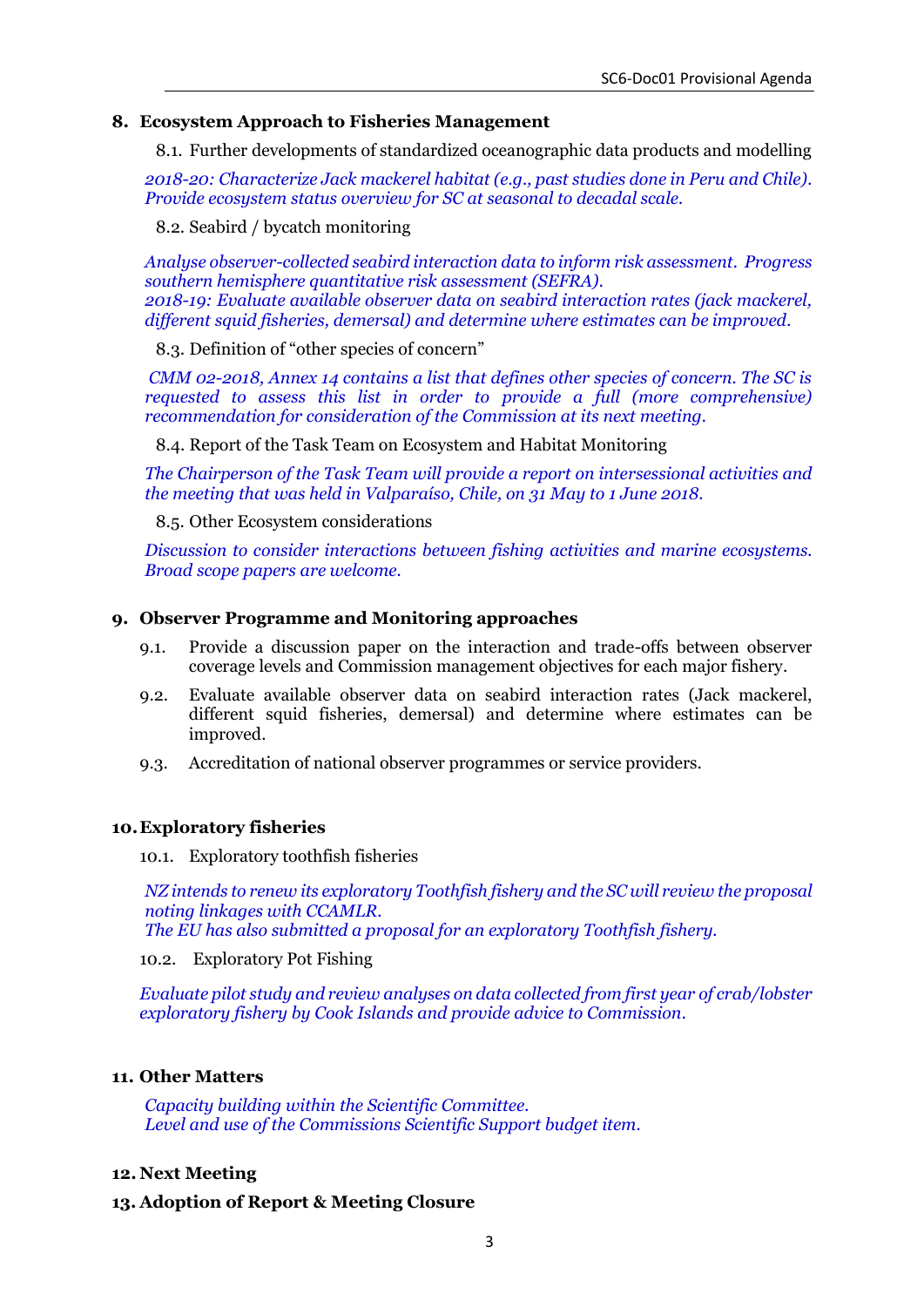## 8. Ecosystem Approach to Fisheries Management

8.1. Further developments of standardized oceanographic data products and modelling

*2018-20: Characterize Jack mackerel habitat (e.g., past studies done in Peru and Chile). Provide ecosystem status overview for SC at seasonal to decadal scale.*

8.2. Seabird / bycatch monitoring

*Analyse observer-collected seabird interaction data to inform risk assessment. Progress southern hemisphere quantitative risk assessment (SEFRA).*
*2018-19: Evaluate available observer data on seabird interaction rates (jack mackerel, different squid fisheries, demersal) and determine where estimates can be improved.*

8.3. Definition of "other species of concern"

*CMM 02-2018, Annex 14 contains a list that defines other species of concern. The SC is requested to assess this list in order to provide a full (more comprehensive) recommendation for consideration of the Commission at its next meeting.*

8.4. Report of the Task Team on Ecosystem and Habitat Monitoring

*The Chairperson of the Task Team will provide a report on intersessional activities and the meeting that was held in Valparaíso, Chile, on 31 May to 1 June 2018.*

8.5. Other Ecosystem considerations

*Discussion to consider interactions between fishing activities and marine ecosystems. Broad scope papers are welcome.*

## 9. Observer Programme and Monitoring approaches

9.1. Provide a discussion paper on the interaction and trade-offs between observer coverage levels and Commission management objectives for each major fishery.

9.2. Evaluate available observer data on seabird interaction rates (Jack mackerel, different squid fisheries, demersal) and determine where estimates can be improved.

9.3. Accreditation of national observer programmes or service providers.

## 10. Exploratory fisheries

10.1. Exploratory toothfish fisheries

*NZ intends to renew its exploratory Toothfish fishery and the SC will review the proposal noting linkages with CCAMLR.*
*The EU has also submitted a proposal for an exploratory Toothfish fishery.*

10.2. Exploratory Pot Fishing

*Evaluate pilot study and review analyses on data collected from first year of crab/lobster exploratory fishery by Cook Islands and provide advice to Commission.*

## 11. Other Matters

*Capacity building within the Scientific Committee.*
*Level and use of the Commissions Scientific Support budget item.*

## 12. Next Meeting

## 13. Adoption of Report & Meeting Closure